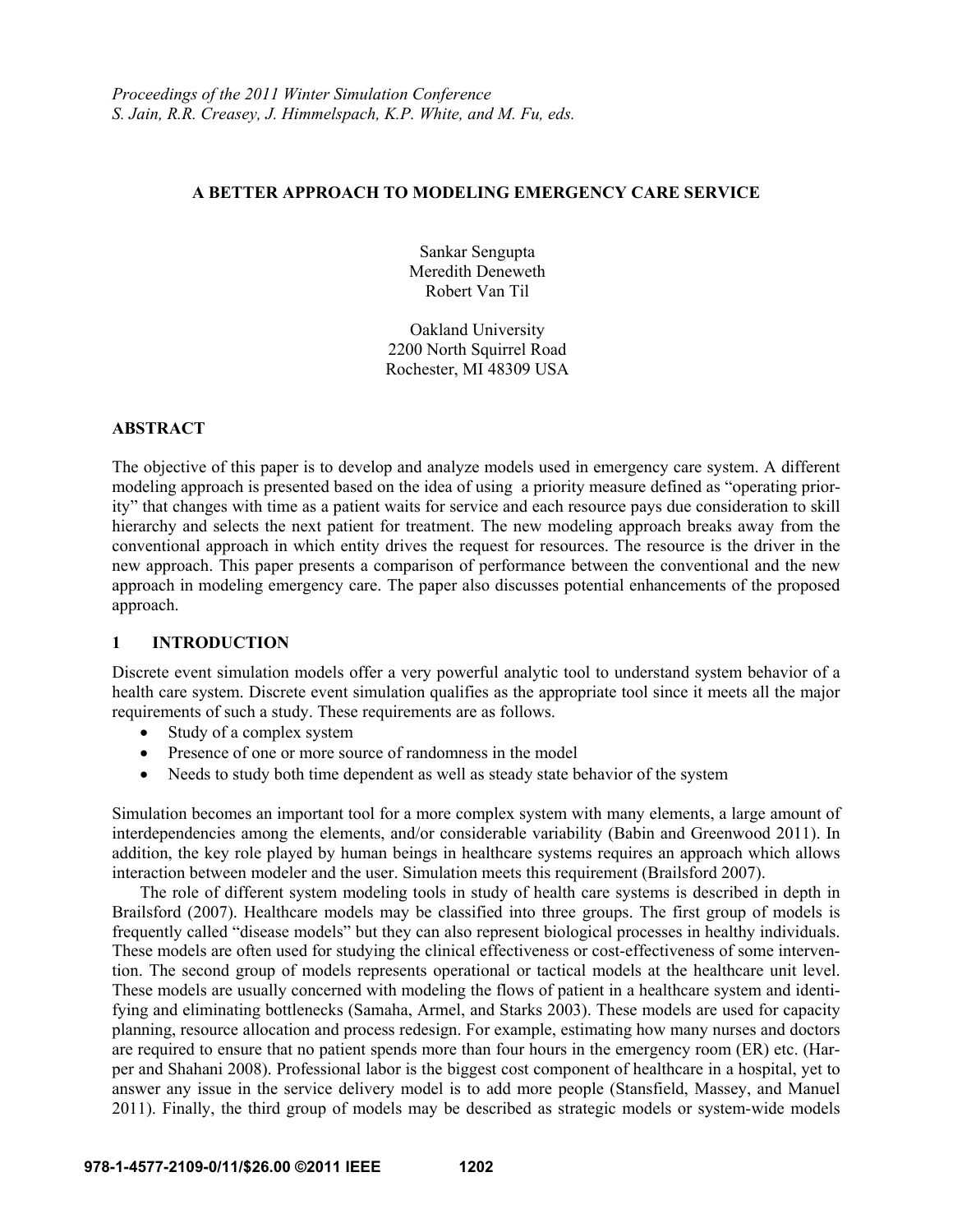*Proceedings of the 2011 Winter Simulation Conference*
*S. Jain, R.R. Creasey, J. Himmelspach, K.P. White, and M. Fu, eds.*

# A BETTER APPROACH TO MODELING EMERGENCY CARE SERVICE

Sankar Sengupta
Meredith Deneweth
Robert Van Til

Oakland University
2200 North Squirrel Road
Rochester, MI 48309 USA

## ABSTRACT

The objective of this paper is to develop and analyze models used in emergency care system. A different modeling approach is presented based on the idea of using a priority measure defined as "operating priority" that changes with time as a patient waits for service and each resource pays due consideration to skill hierarchy and selects the next patient for treatment. The new modeling approach breaks away from the conventional approach in which entity drives the request for resources. The resource is the driver in the new approach. This paper presents a comparison of performance between the conventional and the new approach in modeling emergency care. The paper also discusses potential enhancements of the proposed approach.

## 1 INTRODUCTION

Discrete event simulation models offer a very powerful analytic tool to understand system behavior of a health care system. Discrete event simulation qualifies as the appropriate tool since it meets all the major requirements of such a study. These requirements are as follows.

- Study of a complex system
- Presence of one or more source of randomness in the model
- Needs to study both time dependent as well as steady state behavior of the system

Simulation becomes an important tool for a more complex system with many elements, a large amount of interdependencies among the elements, and/or considerable variability (Babin and Greenwood 2011). In addition, the key role played by human beings in healthcare systems requires an approach which allows interaction between modeler and the user. Simulation meets this requirement (Brailsford 2007).

The role of different system modeling tools in study of health care systems is described in depth in Brailsford (2007). Healthcare models may be classified into three groups. The first group of models is frequently called "disease models" but they can also represent biological processes in healthy individuals. These models are often used for studying the clinical effectiveness or cost-effectiveness of some intervention. The second group of models represents operational or tactical models at the healthcare unit level. These models are usually concerned with modeling the flows of patient in a healthcare system and identifying and eliminating bottlenecks (Samaha, Armel, and Starks 2003). These models are used for capacity planning, resource allocation and process redesign. For example, estimating how many nurses and doctors are required to ensure that no patient spends more than four hours in the emergency room (ER) etc. (Harper and Shahani 2008). Professional labor is the biggest cost component of healthcare in a hospital, yet to answer any issue in the service delivery model is to add more people (Stansfield, Massey, and Manuel 2011). Finally, the third group of models may be described as strategic models or system-wide models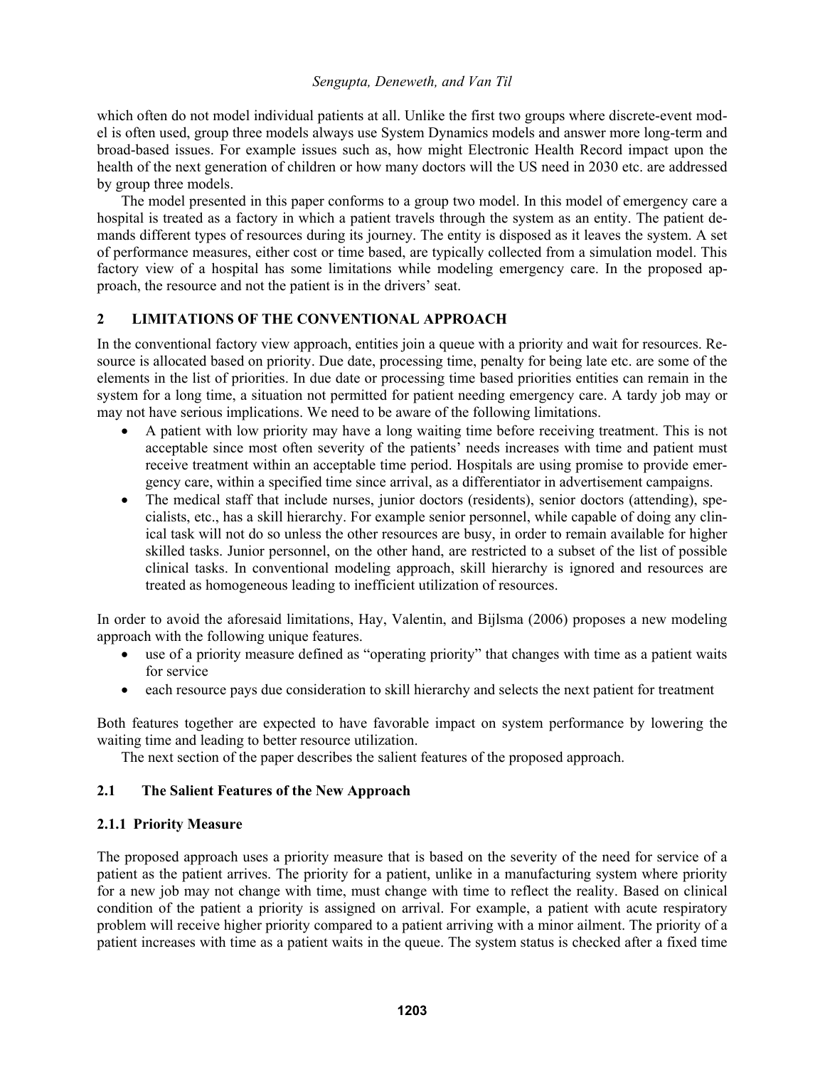which often do not model individual patients at all. Unlike the first two groups where discrete-event model is often used, group three models always use System Dynamics models and answer more long-term and broad-based issues. For example issues such as, how might Electronic Health Record impact upon the health of the next generation of children or how many doctors will the US need in 2030 etc. are addressed by group three models.

The model presented in this paper conforms to a group two model. In this model of emergency care a hospital is treated as a factory in which a patient travels through the system as an entity. The patient demands different types of resources during its journey. The entity is disposed as it leaves the system. A set of performance measures, either cost or time based, are typically collected from a simulation model. This factory view of a hospital has some limitations while modeling emergency care. In the proposed approach, the resource and not the patient is in the drivers' seat.

## 2 LIMITATIONS OF THE CONVENTIONAL APPROACH

In the conventional factory view approach, entities join a queue with a priority and wait for resources. Resource is allocated based on priority. Due date, processing time, penalty for being late etc. are some of the elements in the list of priorities. In due date or processing time based priorities entities can remain in the system for a long time, a situation not permitted for patient needing emergency care. A tardy job may or may not have serious implications. We need to be aware of the following limitations.

- A patient with low priority may have a long waiting time before receiving treatment. This is not acceptable since most often severity of the patients' needs increases with time and patient must receive treatment within an acceptable time period. Hospitals are using promise to provide emergency care, within a specified time since arrival, as a differentiator in advertisement campaigns.
- The medical staff that include nurses, junior doctors (residents), senior doctors (attending), specialists, etc., has a skill hierarchy. For example senior personnel, while capable of doing any clinical task will not do so unless the other resources are busy, in order to remain available for higher skilled tasks. Junior personnel, on the other hand, are restricted to a subset of the list of possible clinical tasks. In conventional modeling approach, skill hierarchy is ignored and resources are treated as homogeneous leading to inefficient utilization of resources.

In order to avoid the aforesaid limitations, Hay, Valentin, and Bijlsma (2006) proposes a new modeling approach with the following unique features.

- use of a priority measure defined as "operating priority" that changes with time as a patient waits for service
- each resource pays due consideration to skill hierarchy and selects the next patient for treatment

Both features together are expected to have favorable impact on system performance by lowering the waiting time and leading to better resource utilization.

The next section of the paper describes the salient features of the proposed approach.

### 2.1 The Salient Features of the New Approach

#### 2.1.1 Priority Measure

The proposed approach uses a priority measure that is based on the severity of the need for service of a patient as the patient arrives. The priority for a patient, unlike in a manufacturing system where priority for a new job may not change with time, must change with time to reflect the reality. Based on clinical condition of the patient a priority is assigned on arrival. For example, a patient with acute respiratory problem will receive higher priority compared to a patient arriving with a minor ailment. The priority of a patient increases with time as a patient waits in the queue. The system status is checked after a fixed time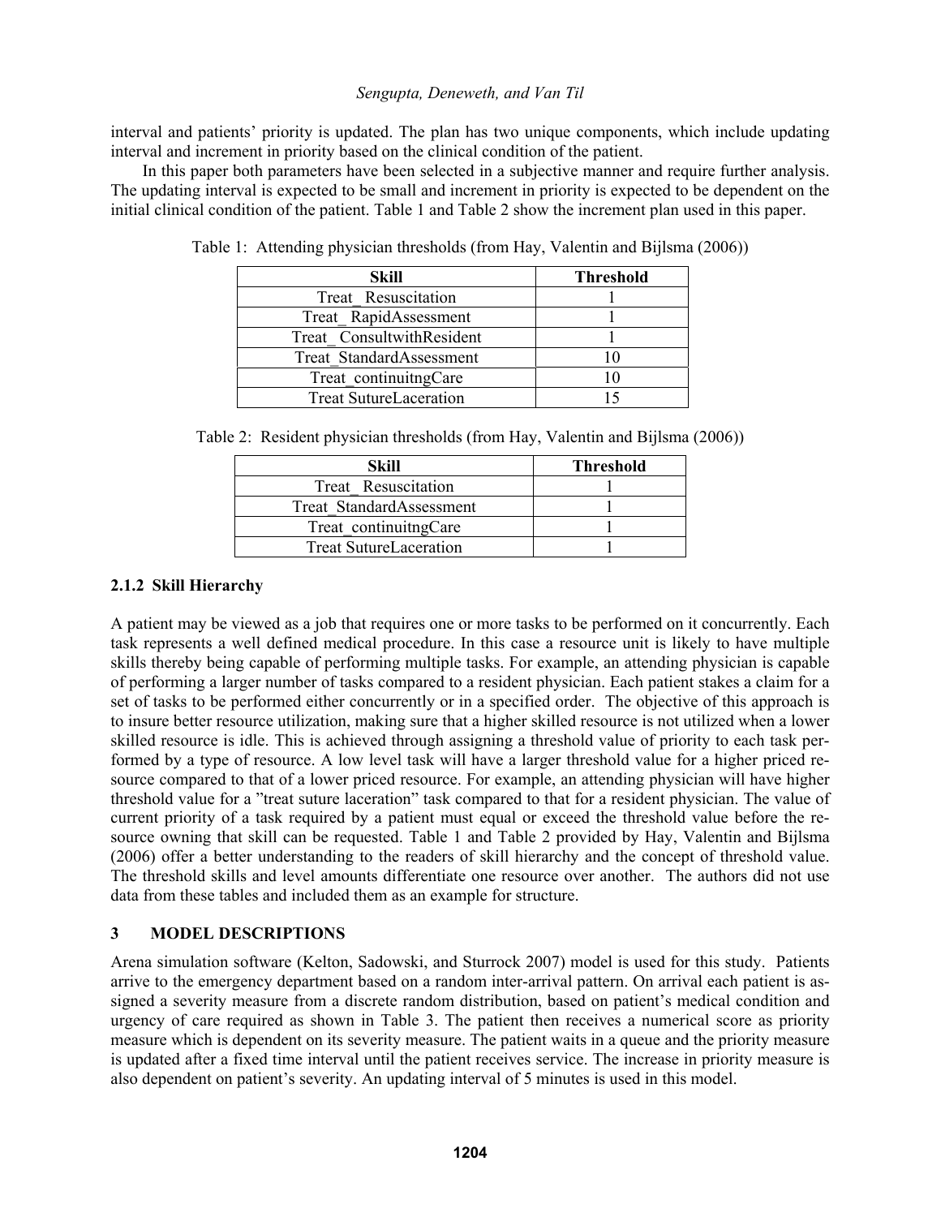interval and patients' priority is updated. The plan has two unique components, which include updating interval and increment in priority based on the clinical condition of the patient.

In this paper both parameters have been selected in a subjective manner and require further analysis. The updating interval is expected to be small and increment in priority is expected to be dependent on the initial clinical condition of the patient. Table 1 and Table 2 show the increment plan used in this paper.

Table 1: Attending physician thresholds (from Hay, Valentin and Bijlsma (2006))

| Skill | Threshold |
|---|---|
| Treat_ Resuscitation | 1 |
| Treat_ RapidAssessment | 1 |
| Treat_ ConsultwithResident | 1 |
| Treat_StandardAssessment | 10 |
| Treat_continuitngCare | 10 |
| Treat SutureLaceration | 15 |

Table 2: Resident physician thresholds (from Hay, Valentin and Bijlsma (2006))

| Skill | Threshold |
|---|---|
| Treat_ Resuscitation | 1 |
| Treat_StandardAssessment | 1 |
| Treat_continuitngCare | 1 |
| Treat SutureLaceration | 1 |

### 2.1.2 Skill Hierarchy

A patient may be viewed as a job that requires one or more tasks to be performed on it concurrently. Each task represents a well defined medical procedure. In this case a resource unit is likely to have multiple skills thereby being capable of performing multiple tasks. For example, an attending physician is capable of performing a larger number of tasks compared to a resident physician. Each patient stakes a claim for a set of tasks to be performed either concurrently or in a specified order. The objective of this approach is to insure better resource utilization, making sure that a higher skilled resource is not utilized when a lower skilled resource is idle. This is achieved through assigning a threshold value of priority to each task performed by a type of resource. A low level task will have a larger threshold value for a higher priced resource compared to that of a lower priced resource. For example, an attending physician will have higher threshold value for a "treat suture laceration" task compared to that for a resident physician. The value of current priority of a task required by a patient must equal or exceed the threshold value before the resource owning that skill can be requested. Table 1 and Table 2 provided by Hay, Valentin and Bijlsma (2006) offer a better understanding to the readers of skill hierarchy and the concept of threshold value. The threshold skills and level amounts differentiate one resource over another. The authors did not use data from these tables and included them as an example for structure.

## 3 MODEL DESCRIPTIONS

Arena simulation software (Kelton, Sadowski, and Sturrock 2007) model is used for this study. Patients arrive to the emergency department based on a random inter-arrival pattern. On arrival each patient is assigned a severity measure from a discrete random distribution, based on patient's medical condition and urgency of care required as shown in Table 3. The patient then receives a numerical score as priority measure which is dependent on its severity measure. The patient waits in a queue and the priority measure is updated after a fixed time interval until the patient receives service. The increase in priority measure is also dependent on patient's severity. An updating interval of 5 minutes is used in this model.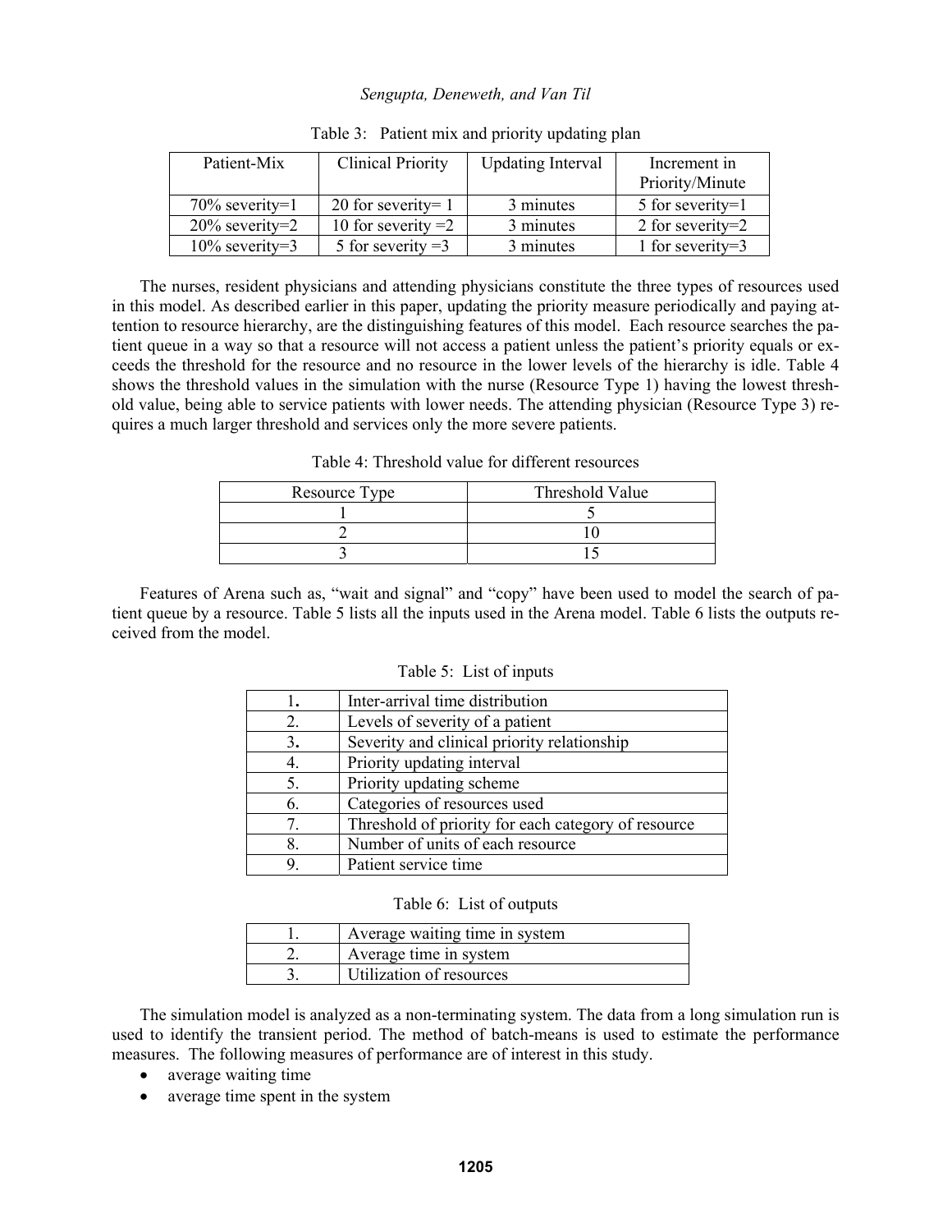Table 3: Patient mix and priority updating plan

| Patient-Mix | Clinical Priority | Updating Interval | Increment in Priority/Minute |
|---|---|---|---|
| 70% severity=1 | 20 for severity= 1 | 3 minutes | 5 for severity=1 |
| 20% severity=2 | 10 for severity =2 | 3 minutes | 2 for severity=2 |
| 10% severity=3 | 5 for severity =3 | 3 minutes | 1 for severity=3 |

The nurses, resident physicians and attending physicians constitute the three types of resources used in this model. As described earlier in this paper, updating the priority measure periodically and paying attention to resource hierarchy, are the distinguishing features of this model. Each resource searches the patient queue in a way so that a resource will not access a patient unless the patient's priority equals or exceeds the threshold for the resource and no resource in the lower levels of the hierarchy is idle. Table 4 shows the threshold values in the simulation with the nurse (Resource Type 1) having the lowest threshold value, being able to service patients with lower needs. The attending physician (Resource Type 3) requires a much larger threshold and services only the more severe patients.

Table 4: Threshold value for different resources

| Resource Type | Threshold Value |
|---|---|
| 1 | 5 |
| 2 | 10 |
| 3 | 15 |

Features of Arena such as, "wait and signal" and "copy" have been used to model the search of patient queue by a resource. Table 5 lists all the inputs used in the Arena model. Table 6 lists the outputs received from the model.

Table 5: List of inputs

| | |
|---|---|
| 1. | Inter-arrival time distribution |
| 2. | Levels of severity of a patient |
| 3. | Severity and clinical priority relationship |
| 4. | Priority updating interval |
| 5. | Priority updating scheme |
| 6. | Categories of resources used |
| 7. | Threshold of priority for each category of resource |
| 8. | Number of units of each resource |
| 9. | Patient service time |

Table 6: List of outputs

| | |
|---|---|
| 1. | Average waiting time in system |
| 2. | Average time in system |
| 3. | Utilization of resources |

The simulation model is analyzed as a non-terminating system. The data from a long simulation run is used to identify the transient period. The method of batch-means is used to estimate the performance measures. The following measures of performance are of interest in this study.

- average waiting time
- average time spent in the system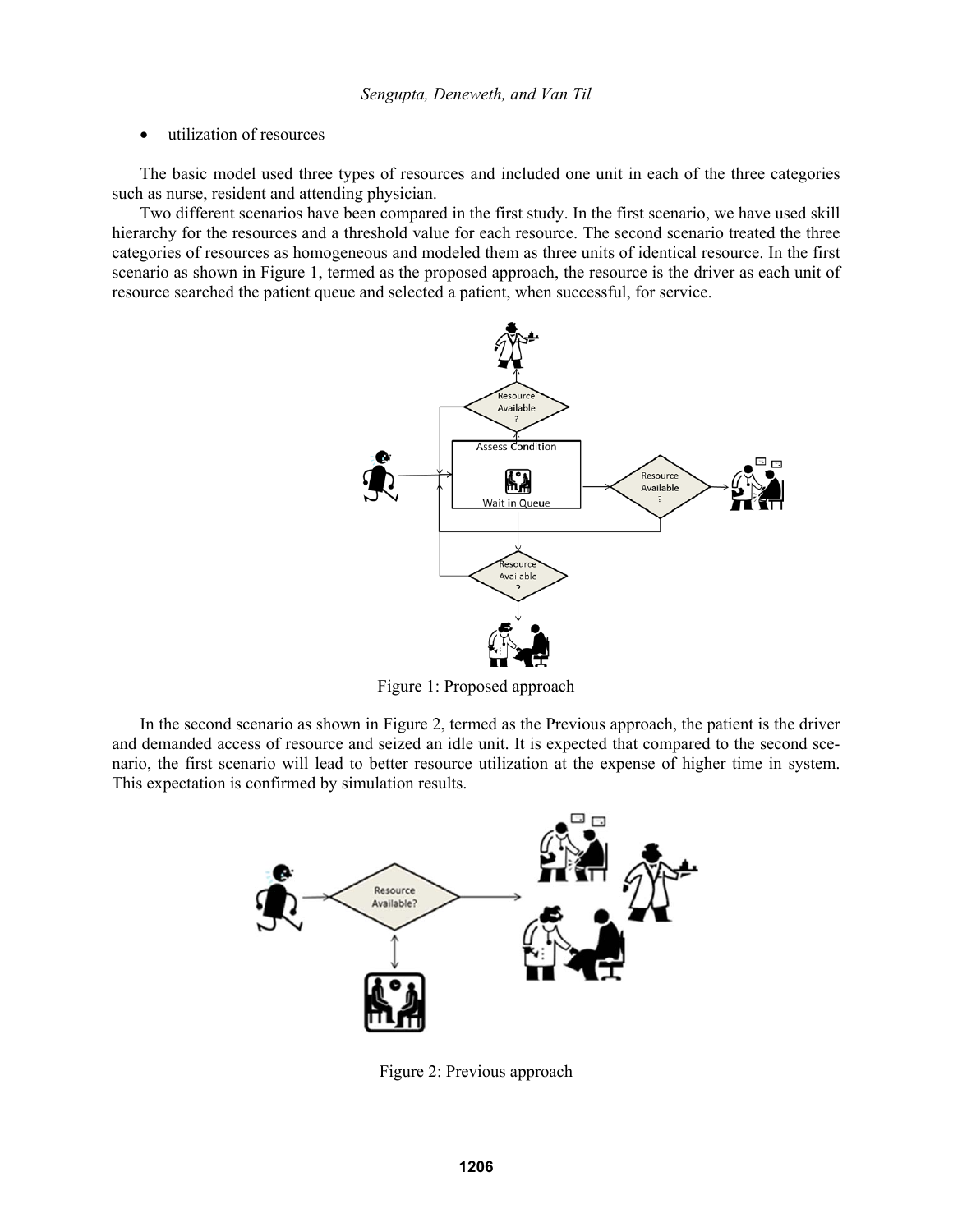- utilization of resources

The basic model used three types of resources and included one unit in each of the three categories such as nurse, resident and attending physician.

Two different scenarios have been compared in the first study. In the first scenario, we have used skill hierarchy for the resources and a threshold value for each resource. The second scenario treated the three categories of resources as homogeneous and modeled them as three units of identical resource. In the first scenario as shown in Figure 1, termed as the proposed approach, the resource is the driver as each unit of resource searched the patient queue and selected a patient, when successful, for service.

Figure 1: Proposed approach

In the second scenario as shown in Figure 2, termed as the Previous approach, the patient is the driver and demanded access of resource and seized an idle unit. It is expected that compared to the second scenario, the first scenario will lead to better resource utilization at the expense of higher time in system. This expectation is confirmed by simulation results.

Figure 2: Previous approach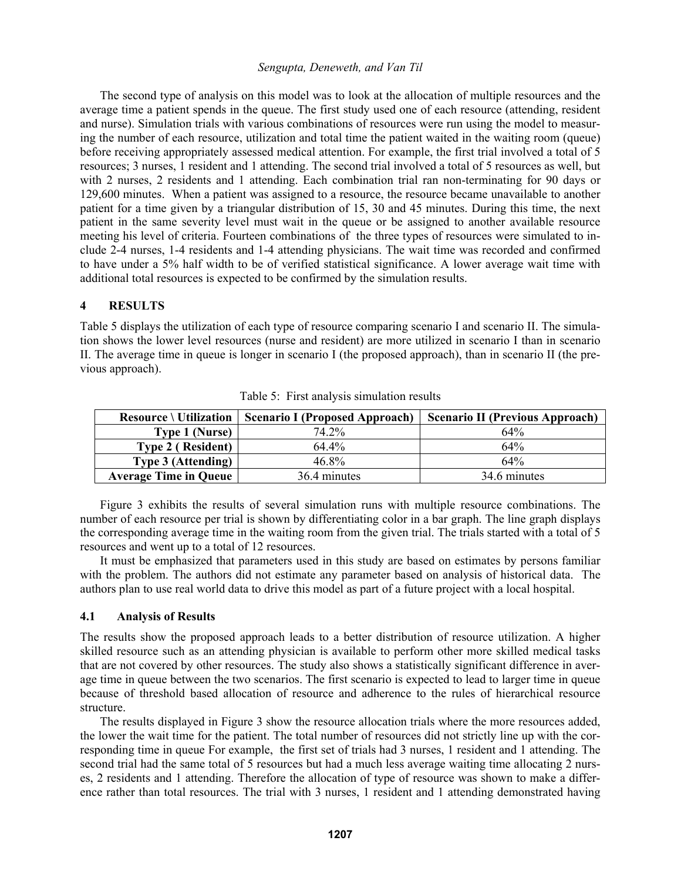The second type of analysis on this model was to look at the allocation of multiple resources and the average time a patient spends in the queue. The first study used one of each resource (attending, resident and nurse). Simulation trials with various combinations of resources were run using the model to measuring the number of each resource, utilization and total time the patient waited in the waiting room (queue) before receiving appropriately assessed medical attention. For example, the first trial involved a total of 5 resources; 3 nurses, 1 resident and 1 attending. The second trial involved a total of 5 resources as well, but with 2 nurses, 2 residents and 1 attending. Each combination trial ran non-terminating for 90 days or 129,600 minutes. When a patient was assigned to a resource, the resource became unavailable to another patient for a time given by a triangular distribution of 15, 30 and 45 minutes. During this time, the next patient in the same severity level must wait in the queue or be assigned to another available resource meeting his level of criteria. Fourteen combinations of the three types of resources were simulated to include 2-4 nurses, 1-4 residents and 1-4 attending physicians. The wait time was recorded and confirmed to have under a 5% half width to be of verified statistical significance. A lower average wait time with additional total resources is expected to be confirmed by the simulation results.

## 4 RESULTS

Table 5 displays the utilization of each type of resource comparing scenario I and scenario II. The simulation shows the lower level resources (nurse and resident) are more utilized in scenario I than in scenario II. The average time in queue is longer in scenario I (the proposed approach), than in scenario II (the previous approach).

Table 5: First analysis simulation results

| Resource \ Utilization | Scenario I (Proposed Approach) | Scenario II (Previous Approach) |
|---|---|---|
| **Type 1 (Nurse)** | 74.2% | 64% |
| **Type 2 ( Resident)** | 64.4% | 64% |
| **Type 3 (Attending)** | 46.8% | 64% |
| **Average Time in Queue** | 36.4 minutes | 34.6 minutes |

Figure 3 exhibits the results of several simulation runs with multiple resource combinations. The number of each resource per trial is shown by differentiating color in a bar graph. The line graph displays the corresponding average time in the waiting room from the given trial. The trials started with a total of 5 resources and went up to a total of 12 resources.

It must be emphasized that parameters used in this study are based on estimates by persons familiar with the problem. The authors did not estimate any parameter based on analysis of historical data. The authors plan to use real world data to drive this model as part of a future project with a local hospital.

### 4.1 Analysis of Results

The results show the proposed approach leads to a better distribution of resource utilization. A higher skilled resource such as an attending physician is available to perform other more skilled medical tasks that are not covered by other resources. The study also shows a statistically significant difference in average time in queue between the two scenarios. The first scenario is expected to lead to larger time in queue because of threshold based allocation of resource and adherence to the rules of hierarchical resource structure.

The results displayed in Figure 3 show the resource allocation trials where the more resources added, the lower the wait time for the patient. The total number of resources did not strictly line up with the corresponding time in queue For example, the first set of trials had 3 nurses, 1 resident and 1 attending. The second trial had the same total of 5 resources but had a much less average waiting time allocating 2 nurses, 2 residents and 1 attending. Therefore the allocation of type of resource was shown to make a difference rather than total resources. The trial with 3 nurses, 1 resident and 1 attending demonstrated having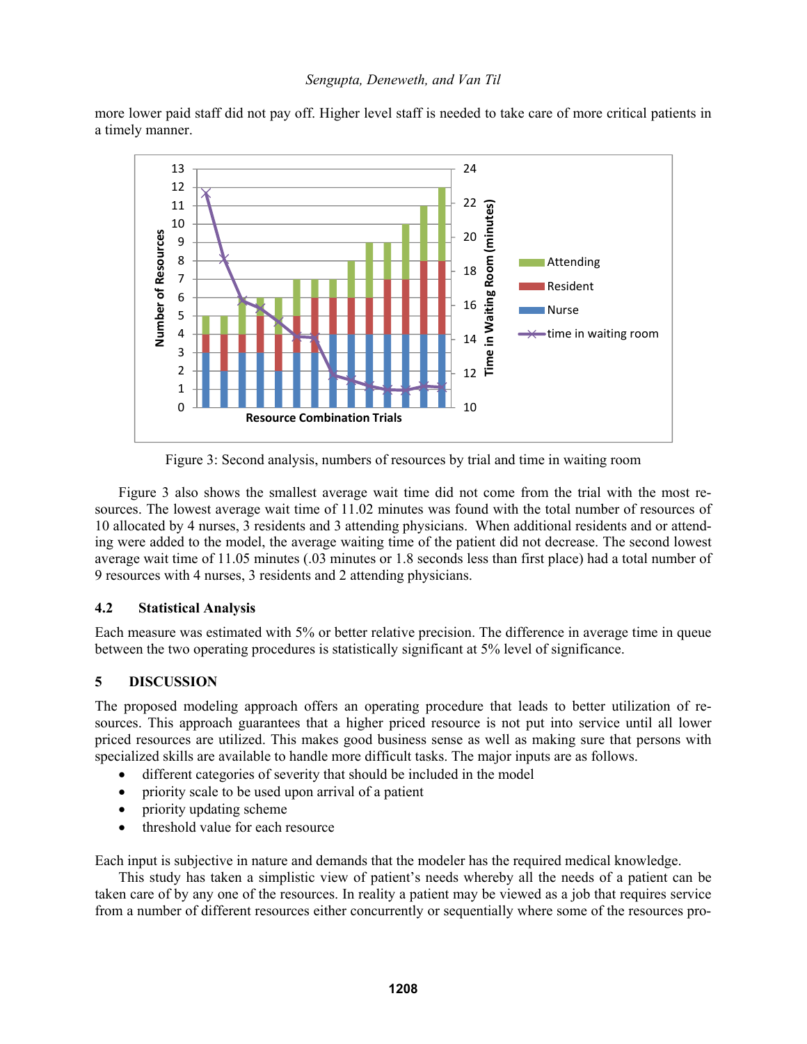more lower paid staff did not pay off. Higher level staff is needed to take care of more critical patients in a timely manner.

Figure 3: Second analysis, numbers of resources by trial and time in waiting room

Figure 3 also shows the smallest average wait time did not come from the trial with the most resources. The lowest average wait time of 11.02 minutes was found with the total number of resources of 10 allocated by 4 nurses, 3 residents and 3 attending physicians. When additional residents and or attending were added to the model, the average waiting time of the patient did not decrease. The second lowest average wait time of 11.05 minutes (.03 minutes or 1.8 seconds less than first place) had a total number of 9 resources with 4 nurses, 3 residents and 2 attending physicians.

### 4.2 Statistical Analysis

Each measure was estimated with 5% or better relative precision. The difference in average time in queue between the two operating procedures is statistically significant at 5% level of significance.

## 5 DISCUSSION

The proposed modeling approach offers an operating procedure that leads to better utilization of resources. This approach guarantees that a higher priced resource is not put into service until all lower priced resources are utilized. This makes good business sense as well as making sure that persons with specialized skills are available to handle more difficult tasks. The major inputs are as follows.

- different categories of severity that should be included in the model
- priority scale to be used upon arrival of a patient
- priority updating scheme
- threshold value for each resource

Each input is subjective in nature and demands that the modeler has the required medical knowledge.

This study has taken a simplistic view of patient's needs whereby all the needs of a patient can be taken care of by any one of the resources. In reality a patient may be viewed as a job that requires service from a number of different resources either concurrently or sequentially where some of the resources pro-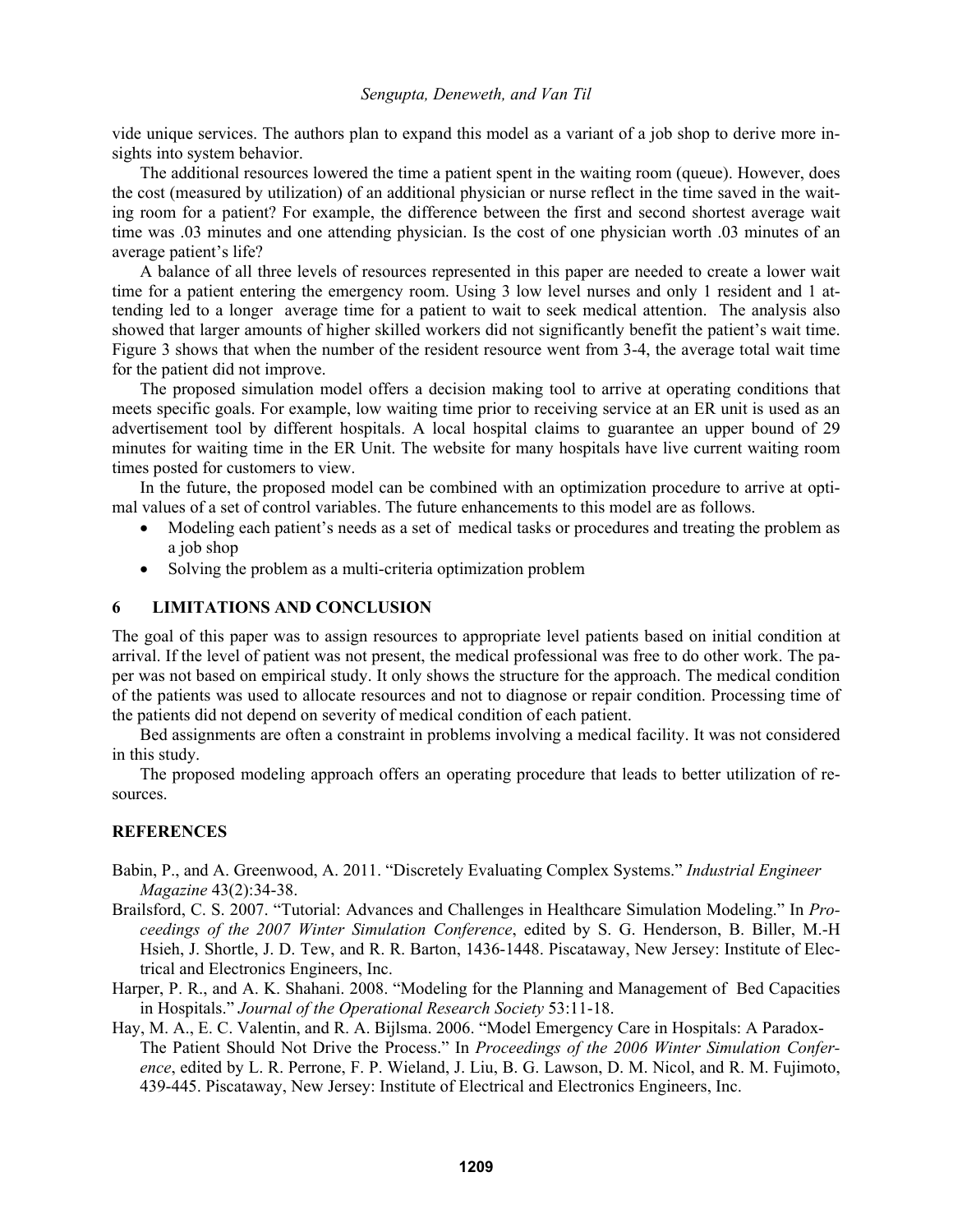vide unique services. The authors plan to expand this model as a variant of a job shop to derive more insights into system behavior.

The additional resources lowered the time a patient spent in the waiting room (queue). However, does the cost (measured by utilization) of an additional physician or nurse reflect in the time saved in the waiting room for a patient? For example, the difference between the first and second shortest average wait time was .03 minutes and one attending physician. Is the cost of one physician worth .03 minutes of an average patient's life?

A balance of all three levels of resources represented in this paper are needed to create a lower wait time for a patient entering the emergency room. Using 3 low level nurses and only 1 resident and 1 attending led to a longer average time for a patient to wait to seek medical attention. The analysis also showed that larger amounts of higher skilled workers did not significantly benefit the patient's wait time. Figure 3 shows that when the number of the resident resource went from 3-4, the average total wait time for the patient did not improve.

The proposed simulation model offers a decision making tool to arrive at operating conditions that meets specific goals. For example, low waiting time prior to receiving service at an ER unit is used as an advertisement tool by different hospitals. A local hospital claims to guarantee an upper bound of 29 minutes for waiting time in the ER Unit. The website for many hospitals have live current waiting room times posted for customers to view.

In the future, the proposed model can be combined with an optimization procedure to arrive at optimal values of a set of control variables. The future enhancements to this model are as follows.

- Modeling each patient's needs as a set of medical tasks or procedures and treating the problem as a job shop
- Solving the problem as a multi-criteria optimization problem

## 6 LIMITATIONS AND CONCLUSION

The goal of this paper was to assign resources to appropriate level patients based on initial condition at arrival. If the level of patient was not present, the medical professional was free to do other work. The paper was not based on empirical study. It only shows the structure for the approach. The medical condition of the patients was used to allocate resources and not to diagnose or repair condition. Processing time of the patients did not depend on severity of medical condition of each patient.

Bed assignments are often a constraint in problems involving a medical facility. It was not considered in this study.

The proposed modeling approach offers an operating procedure that leads to better utilization of resources.

## REFERENCES

Babin, P., and A. Greenwood, A. 2011. "Discretely Evaluating Complex Systems." *Industrial Engineer Magazine* 43(2):34-38.

Brailsford, C. S. 2007. "Tutorial: Advances and Challenges in Healthcare Simulation Modeling." In *Proceedings of the 2007 Winter Simulation Conference*, edited by S. G. Henderson, B. Biller, M.-H Hsieh, J. Shortle, J. D. Tew, and R. R. Barton, 1436-1448. Piscataway, New Jersey: Institute of Electrical and Electronics Engineers, Inc.

Harper, P. R., and A. K. Shahani. 2008. "Modeling for the Planning and Management of Bed Capacities in Hospitals." *Journal of the Operational Research Society* 53:11-18.

Hay, M. A., E. C. Valentin, and R. A. Bijlsma. 2006. "Model Emergency Care in Hospitals: A Paradox-The Patient Should Not Drive the Process." In *Proceedings of the 2006 Winter Simulation Conference*, edited by L. R. Perrone, F. P. Wieland, J. Liu, B. G. Lawson, D. M. Nicol, and R. M. Fujimoto, 439-445. Piscataway, New Jersey: Institute of Electrical and Electronics Engineers, Inc.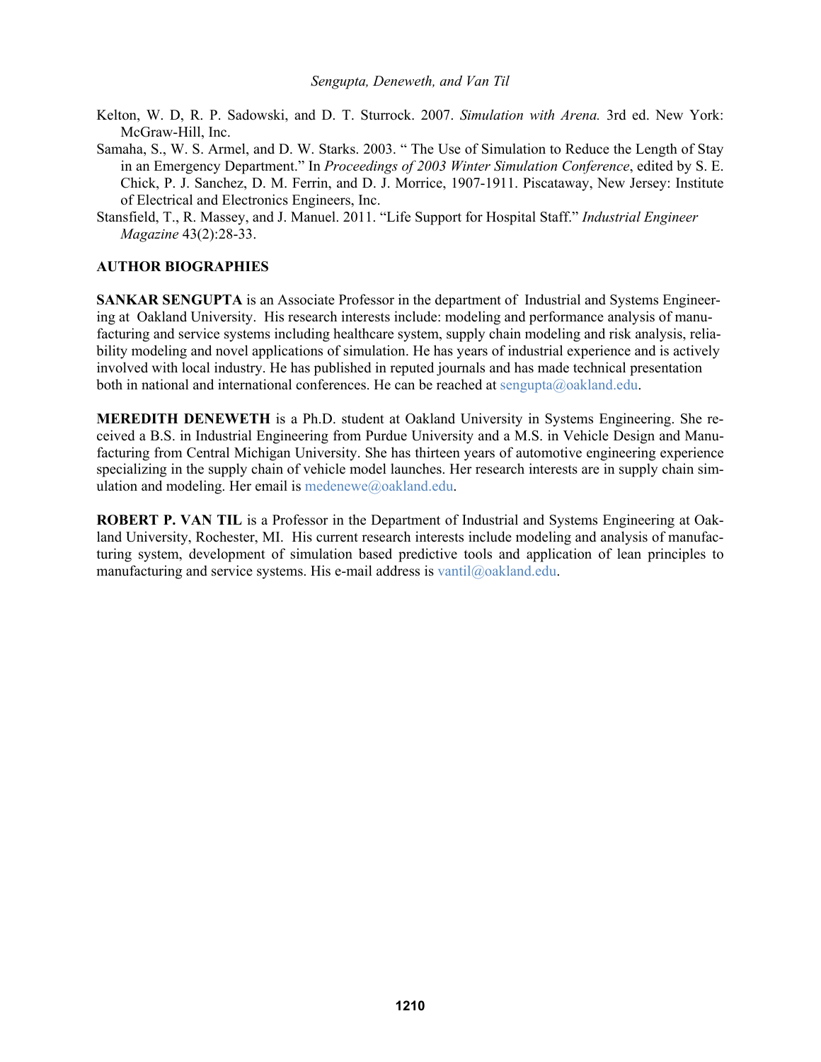Kelton, W. D, R. P. Sadowski, and D. T. Sturrock. 2007. *Simulation with Arena.* 3rd ed. New York: McGraw-Hill, Inc.

Samaha, S., W. S. Armel, and D. W. Starks. 2003. " The Use of Simulation to Reduce the Length of Stay in an Emergency Department." In *Proceedings of 2003 Winter Simulation Conference*, edited by S. E. Chick, P. J. Sanchez, D. M. Ferrin, and D. J. Morrice, 1907-1911. Piscataway, New Jersey: Institute of Electrical and Electronics Engineers, Inc.

Stansfield, T., R. Massey, and J. Manuel. 2011. "Life Support for Hospital Staff." *Industrial Engineer Magazine* 43(2):28-33.

## AUTHOR BIOGRAPHIES

**SANKAR SENGUPTA** is an Associate Professor in the department of Industrial and Systems Engineering at Oakland University. His research interests include: modeling and performance analysis of manufacturing and service systems including healthcare system, supply chain modeling and risk analysis, reliability modeling and novel applications of simulation. He has years of industrial experience and is actively involved with local industry. He has published in reputed journals and has made technical presentation both in national and international conferences. He can be reached at sengupta@oakland.edu.

**MEREDITH DENEWETH** is a Ph.D. student at Oakland University in Systems Engineering. She received a B.S. in Industrial Engineering from Purdue University and a M.S. in Vehicle Design and Manufacturing from Central Michigan University. She has thirteen years of automotive engineering experience specializing in the supply chain of vehicle model launches. Her research interests are in supply chain simulation and modeling. Her email is medenewe@oakland.edu.

**ROBERT P. VAN TIL** is a Professor in the Department of Industrial and Systems Engineering at Oakland University, Rochester, MI. His current research interests include modeling and analysis of manufacturing system, development of simulation based predictive tools and application of lean principles to manufacturing and service systems. His e-mail address is vantil@oakland.edu.